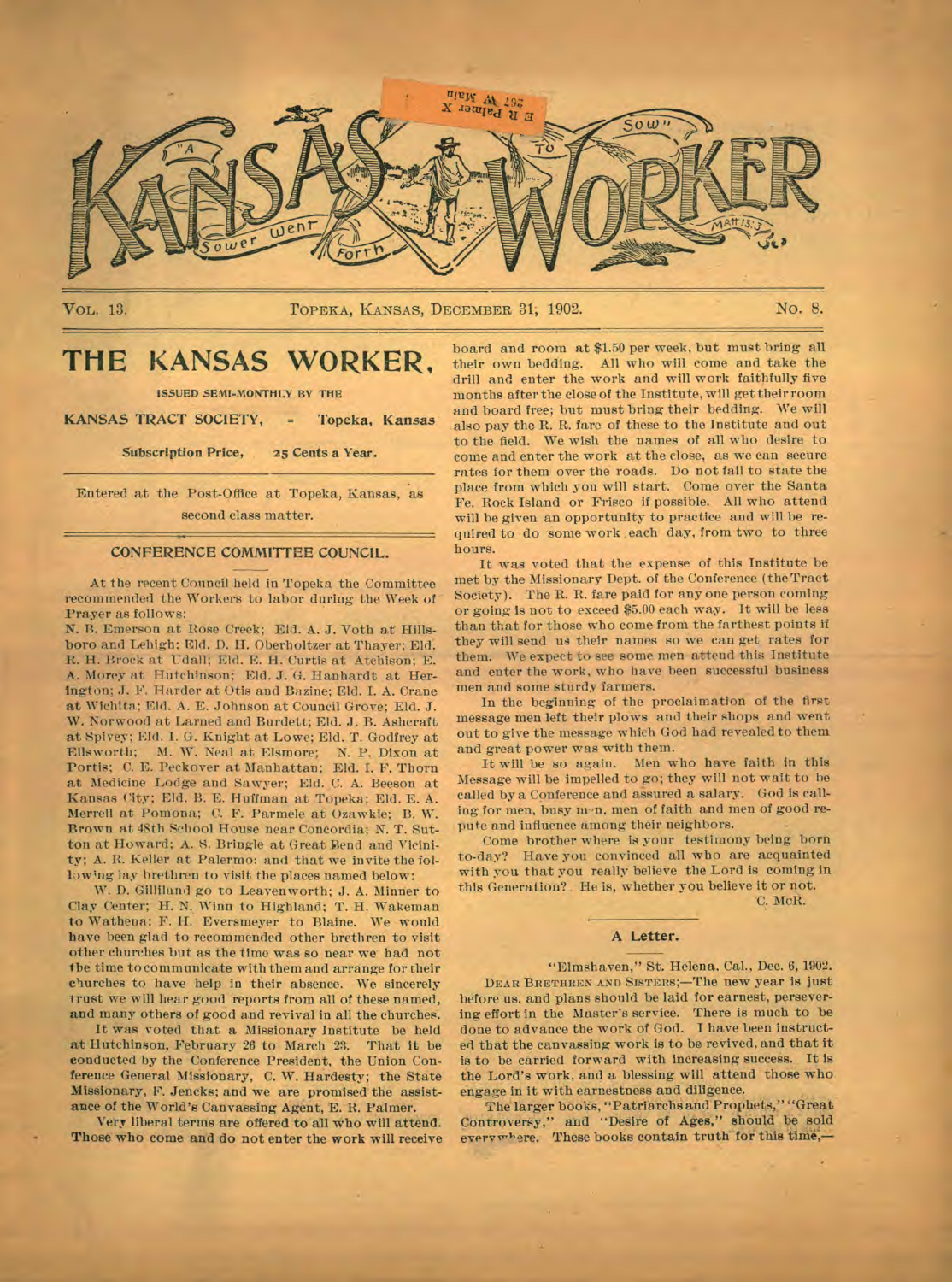# KANSAS WORKER

"A Sower went Forth" — "To Sow" — Matt. 13:3.

VOL. 13. TOPEKA, KANSAS, DECEMBER 31, 1902. No. 8.

## THE KANSAS WORKER,

ISSUED SEMI-MONTHLY BY THE

KANSAS TRACT SOCIETY, - Topeka, Kansas

Subscription Price, 25 Cents a Year.

Entered at the Post-Office at Topeka, Kansas, as second class matter.

### CONFERENCE COMMITTEE COUNCIL.

At the recent Council held in Topeka the Committee recommended the Workers to labor during the Week of Prayer as follows:

N. B. Emerson at Rose Creek; Eld. A. J. Voth at Hillsboro and Lehigh; Eld. D. H. Oberholtzer at Thayer; Eld. R. H. Brock at Udall; Eld. E. H. Curtis at Atchison; E. A. Morey at Hutchinson; Eld. J. G. Hanhardt at Herington; J. F. Harder at Otis and Bazine; Eld. I. A. Crane at Wichita; Eld. A. E. Johnson at Council Grove; Eld. J. W. Norwood at Larned and Burdett; Eld. J. B. Ashcraft at Spivey; Eld. I. G. Knight at Lowe; Eld. T. Godfrey at Ellsworth; M. W. Neal at Elsmore; N. P. Dixon at Portis; C. E. Peckover at Manhattan; Eld. I. F. Thorn at Medicine Lodge and Sawyer; Eld. C. A. Beeson at Kansas City; Eld. B. E. Huffman at Topeka; Eld. E. A. Merrell at Pomona; C. F. Parmele at Ozawkie; B. W. Brown at 48th School House near Concordia; N. T. Sutton at Howard; A. S. Bringle at Great Bend and Vicinity; A. R. Keller at Palermo: and that we invite the following lay brethren to visit the places named below:

W. D. Gilliland go to Leavenworth; J. A. Minner to Clay Center; H. N. Winn to Highland; T. H. Wakeman to Wathena; F. H. Eversmeyer to Blaine. We would have been glad to recommended other brethren to visit other churches but as the time was so near we had not the time to communicate with them and arrange for their churches to have help in their absence. We sincerely trust we will hear good reports from all of these named, and many others of good and revival in all the churches.

It was voted that a Missionary Institute be held at Hutchinson, February 26 to March 23. That it be conducted by the Conference President, C. W. Hardesty; the State Missionary, F. Jencks; and we are promised the assistance of the World's Canvassing Agent, E. R. Palmer.

Very liberal terms are offered to all who will attend. Those who come and do not enter the work will receive board and room at $1.50 per week, but must bring all their own bedding. All who will come and take the drill and enter the work and will work faithfully five months after the close of the Institute, will get their room and board free; but must bring their bedding. We will also pay the R. R. fare of these to the Institute and out to the field. We wish the names of all who desire to come and enter the work at the close, as we can secure rates for them over the roads. Do not fail to state the place from which you will start. Come over the Santa Fe, Rock Island or Frisco if possible. All who attend will be given an opportunity to practice and will be required to do some work each day, from two to three hours.

It was voted that the expense of this Institute be met by the Missionary Dept. of the Conference (the Tract Society). The R. R. fare paid for any one person coming or going is not to exceed $5.00 each way. It will be less than that for those who come from the farthest points if they will send us their names so we can get rates for them. We expect to see some men attend this Institute and enter the work, who have been successful business men and some sturdy farmers.

In the beginning of the proclaimation of the first message men left their plows and their shops and went out to give the message which God had revealed to them and great power was with them.

It will be so again. Men who have faith in this Message will be impelled to go; they will not wait to be called by a Conference and assured a salary. God is calling for men, busy men, men of faith and men of good repute and influence among their neighbors.

Come brother where is your testimony being born to-day? Have you convinced all who are acquainted with you that you really believe the Lord is coming in this Generation? He is, whether you believe it or not.

C. McR.

### A Letter.

"Elmshaven," St. Helena, Cal., Dec. 6, 1902.

DEAR BRETHREN AND SISTERS;—The new year is just before us, and plans should be laid for earnest, persevering effort in the Master's service. There is much to be done to advance the work of God. I have been instructed that the canvassing work is to be revived, and that it is to be carried forward with increasing success. It is the Lord's work, and a blessing will attend those who engage in it with earnestness and diligence.

The larger books, "Patriarchs and Prophets," "Great Controversy," and "Desire of Ages," should be sold everywhere. These books contain truth for this time,—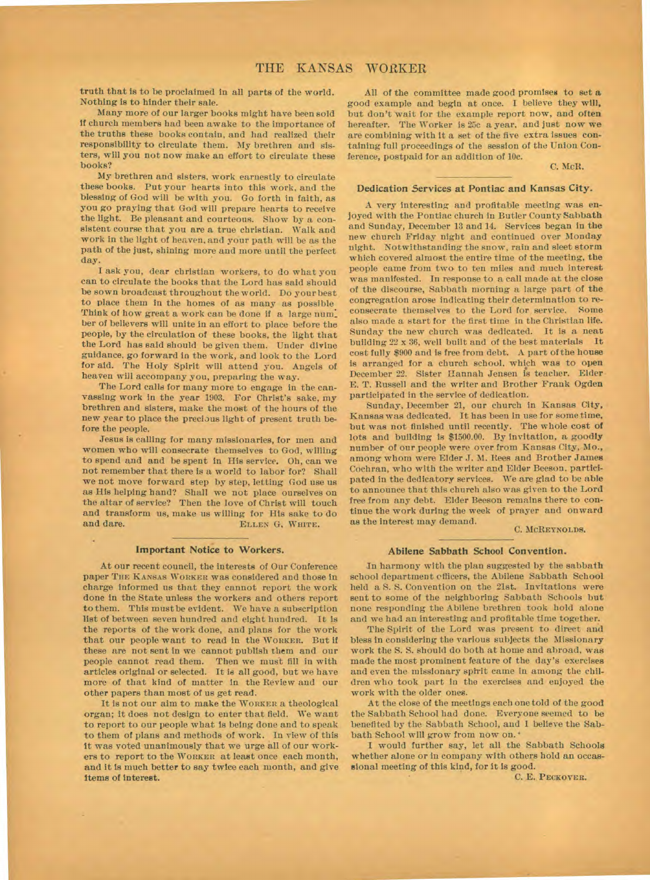truth that is to be proclaimed in all parts of the world. Nothing is to hinder their sale.

Many more of our larger books might have been sold if church members had been awake to the importance of the truths these books contain, and had realized their responsibility to circulate them. My brethren and sisters, will you not now make an effort to circulate these books?

My brethren and sisters, work earnestly to circulate these books. Put your hearts into this work, and the blessing of God will be with you. Go forth in faith, as you go praying that God will prepare hearts to receive the light. Be pleasant and courteous. Show by a consistent course that you are a true christian. Walk and work in the light of heaven, and your path will be as the path of the just, shining more and more until the perfect day.

I ask you, dear christian workers, to do what you can to circulate the books that the Lord has said should be sown broadcast throughout the world. Do your best to place them in the homes of as many as possible. Think of how great a work can be done if a large number of believers will unite in an effort to place before the people, by the circulation of these books, the light that the Lord has said should be given them. Under divine guidance, go forward in the work, and look to the Lord for aid. The Holy Spirit will attend you. Angels of heaven will accompany you, preparing the way.

The Lord calls for many more to engage in the canvassing work in the year 1903. For Christ's sake, my brethren and sisters, make the most of the hours of the new year to place the precious light of present truth before the people.

Jesus is calling for many missionaries, for men and women who will consecrate themselves to God, willing to spend and be spent in His service. Oh, can we not remember that there is a world to labor for? Shall we not move forward step by step, letting God use us as His helping hand? Shall we not place ourselves on the altar of service? Then the love of Christ will touch and transform us, make us willing for His sake to do and dare.

ELLEN G. WHITE.

### Important Notice to Workers.

At our recent council, the interests of Our Conference paper THE KANSAS WORKER was considered and those in charge informed us that they cannot report the work done in the State unless the workers and others report to them. This must be evident. We have a subscription list of between seven hundred and eight hundred. It is the reports of the work done, and plans for the work that our people want to read in the WORKER. But if these are not sent in we cannot publish them and our people cannot read them. Then we must fill in with articles original or selected. It is all good, but we have more of that kind of matter in the Review and our other papers than most of us get read.

It is not our aim to make the WORKER a theological organ; it does not design to enter that field. We want to report to our people what is being done and to speak to them of plans and methods of work. In view of this it was voted unanimously that we urge all of our workers to report to the WORKER at least once each month, and it is much better to say twice each month, and give items of interest.

All of the committee made good promises to set a good example and begin at once. I believe they will, but don't wait for the example report now, and often hereafter. The Worker is 25c a year, and just now we are combining with it a set of the five extra issues containing full proceedings of the session of the Union Conference, postpaid for an addition of 10c.

C. McR.

### Dedication Services at Pontiac and Kansas City.

A very interesting and profitable meeting was enjoyed with the Pontiac church in Butler County Sabbath and Sunday, December 13 and 14. Services began in the new church Friday night and continued over Monday night. Notwithstanding the snow, rain and sleet storm which covered almost the entire time of the meeting, the people came from two to ten miles and much interest was manifested. In response to a call made at the close of the discourse, Sabbath morning a large part of the congregation arose indicating their determination to reconsecrate themselves to the Lord for service. Some also made a start for the first time in the Christian life. Sunday the new church was dedicated. It is a neat building 22 x 36, well built and of the best materials. It cost fully $900 and is free from debt. A part of the house is arranged for a church school, which was to open December 22. Sister Hannah Jensen is teacher. Elder E. T. Russell and the writer and Brother Frank Ogden participated in the service of dedication.

Sunday, December 21, our church in Kansas City, Kansas was dedicated. It has been in use for some time, but was not finished until recently. The whole cost of lots and building is $1500.00. By invitation, a goodly number of our people were over from Kansas City, Mo., among whom were Elder J. M. Rees and Brother James Cochran, who with the writer and Elder Beeson, participated in the dedicatory services. We are glad to be able to announce that this church also was given to the Lord free from any debt. Elder Beeson remains there to continue the work during the week of prayer and onward as the interest may demand.

C. MCREYNOLDS.

### Abilene Sabbath School Convention.

In harmony with the plan suggested by the sabbath school department officers, the Abilene Sabbath School held a S. S. Convention on the 21st. Invitations were sent to some of the neighboring Sabbath Schools but none responding the Abilene brethren took hold alone and we had an interesting and profitable time together.

The Spirit of the Lord was present to direct and bless in considering the various subjects the Missionary work the S. S. should do both at home and abroad, was made the most prominent feature of the day's exercises and even the missionary spirit came in among the children who took part in the exercises and enjoyed the work with the older ones.

At the close of the meetings each one told of the good the Sabbath School had done. Everyone seemed to be benefited by the Sabbath School, and I believe the Sabbath School will grow from now on.

I would further say, let all the Sabbath Schools whether alone or in company with others hold an occasional meeting of this kind, for it is good.

C. E. PECKOVER.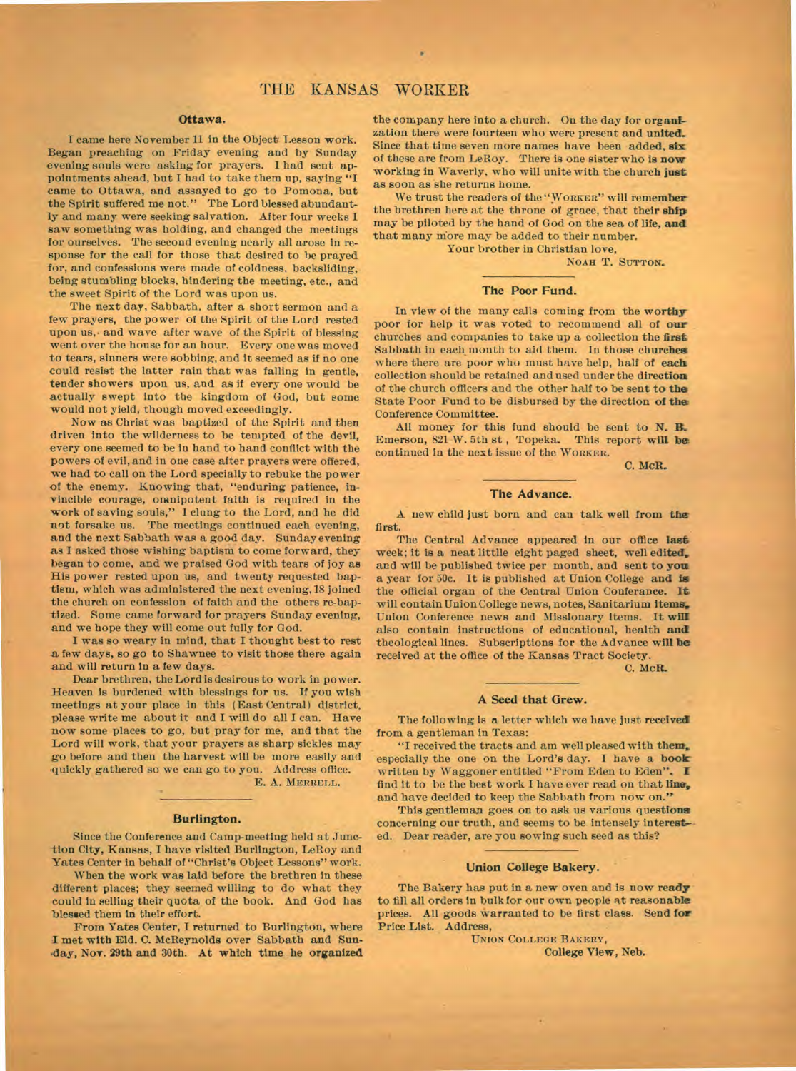## Ottawa.

I came here November 11 in the Object Lesson work. Began preaching on Friday evening and by Sunday evening souls were asking for prayers. I had sent appointments ahead, but I had to take them up, saying "I came to Ottawa, and assayed to go to Pomona, but the Spirit suffered me not." The Lord blessed abundantly and many were seeking salvation. After four weeks I saw something was holding, and changed the meetings for ourselves. The second evening nearly all arose in response for the call for those that desired to be prayed for, and confessions were made of coldness, backsliding, being stumbling blocks, hindering the meeting, etc., and the sweet Spirit of the Lord was upon us.

The next day, Sabbath, after a short sermon and a few prayers, the power of the Spirit of the Lord rested upon us, and wave after wave of the Spirit of blessing went over the house for an hour. Every one was moved to tears, sinners were sobbing, and it seemed as if no one could resist the latter rain that was falling in gentle, tender showers upon us, and as if every one would be actually swept into the kingdom of God, but some would not yield, though moved exceedingly.

Now as Christ was baptized of the Spirit and then driven into the wilderness to be tempted of the devil, every one seemed to be in hand to hand conflict with the powers of evil, and in one case after prayers were offered, we had to call on the Lord specially to rebuke the power of the enemy. Knowing that, "enduring patience, invincible courage, omnipotent faith is required in the work of saving souls," I clung to the Lord, and he did not forsake us. The meetings continued each evening, and the next Sabbath was a good day. Sunday evening as I asked those wishing baptism to come forward, they began to come, and we praised God with tears of joy as His power rested upon us, and twenty requested baptism, which was administered the next evening, 18 joined the church on confession of faith and the others re-baptized. Some came forward for prayers Sunday evening, and we hope they will come out fully for God.

I was so weary in mind, that I thought best to rest a few days, so go to Shawnee to visit those there again and will return in a few days.

Dear brethren, the Lord is desirous to work in power. Heaven is burdened with blessings for us. If you wish meetings at your place in this (East Central) district, please write me about it and I will do all I can. Have now some places to go, but pray for me, and that the Lord will work, that your prayers as sharp sickles may go before and then the harvest will be more easily and quickly gathered so we can go to you. Address office.

E. A. MERRELL.

## Burlington.

Since the Conference and Camp-meeting held at Junction City, Kansas, I have visited Burlington, LeRoy and Yates Center in behalf of "Christ's Object Lessons" work.

When the work was laid before the brethren in these different places; they seemed willing to do what they could in selling their quota of the book. And God has blessed them in their effort.

From Yates Center, I returned to Burlington, where I met with Eld. C. McReynolds over Sabbath and Sunday, Nov. 29th and 30th. At which time he organized the company here into a church. On the day for organization there were fourteen who were present and united. Since that time seven more names have been added, six of these are from LeRoy. There is one sister who is now working in Waverly, who will unite with the church just as soon as she returns home.

We trust the readers of the "WORKER" will remember the brethren here at the throne of grace, that their ship may be piloted by the hand of God on the sea of life, and that many more may be added to their number.

Your brother in Christian love,

NOAH T. SUTTON.

## The Poor Fund.

In view of the many calls coming from the worthy poor for help it was voted to recommend all of our churches and companies to take up a collection the first Sabbath in each month to aid them. In those churches where there are poor who must have help, half of each collection should be retained and used under the direction of the church officers and the other half to be sent to the State Poor Fund to be disbursed by the direction of the Conference Committee.

All money for this fund should be sent to N. B. Emerson, 821 W. 5th st, Topeka. This report will be continued in the next issue of the WORKER.

C. McR.

## The Advance.

A new child just born and can talk well from the first.

The Central Advance appeared in our office last week; it is a neat little eight paged sheet, well edited, and will be published twice per month, and sent to you a year for 50c. It is published at Union College and is the official organ of the Central Union Conferance. It will contain Union College news, notes, Sanitarium items, Union Conference news and Missionary items. It will also contain instructions of educational, health and theological lines. Subscriptions for the Advance will be received at the office of the Kansas Tract Society.

C. McR.

## A Seed that Grew.

The following is a letter which we have just received from a gentleman in Texas:

"I received the tracts and am well pleased with them, especially the one on the Lord's day. I have a book written by Waggoner entitled "From Eden to Eden". I find it to be the best work I have ever read on that line, and have decided to keep the Sabbath from now on."

This gentleman goes on to ask us various questions concerning our truth, and seems to be intensely interested. Dear reader, are you sowing such seed as this?

## Union College Bakery.

The Bakery has put in a new oven and is now ready to fill all orders in bulk for our own people at reasonable prices. All goods warranted to be first class. Send for Price List. Address,

UNION COLLEGE BAKERY,
College View, Neb.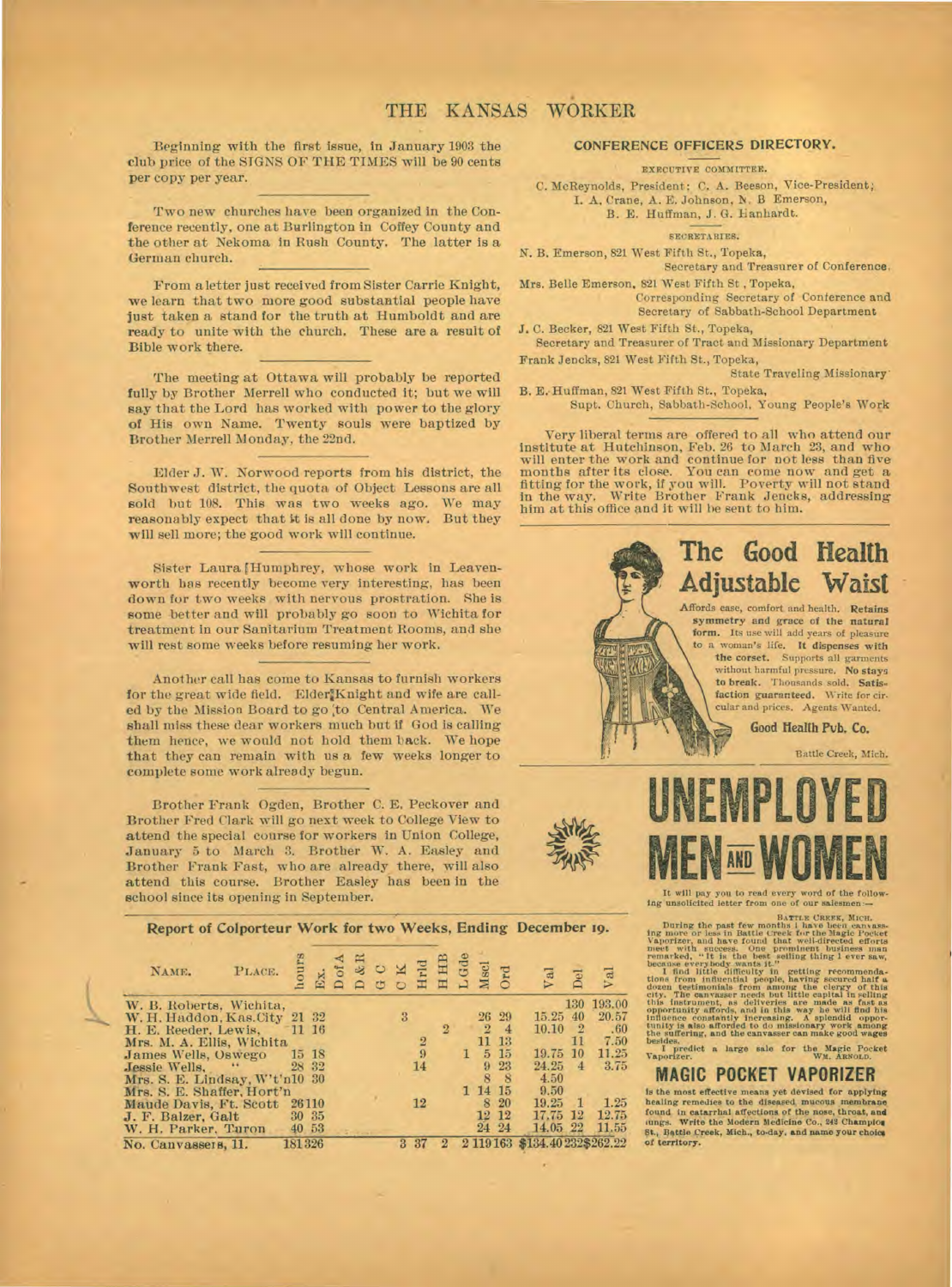Beginning with the first issue, in January 1903 the club price of the SIGNS OF THE TIMES will be 90 cents per copy per year.

Two new churches have been organized in the Conference recently, one at Burlington in Coffey County and the other at Nekoma in Rush County. The latter is a German church.

From a letter just received from Sister Carrie Knight, we learn that two more good substantial people have just taken a stand for the truth at Humboldt and are ready to unite with the church. These are a result of Bible work there.

The meeting at Ottawa will probably be reported fully by Brother Merrell who conducted it; but we will say that the Lord has worked with power to the glory of His own Name. Twenty souls were baptized by Brother Merrell Monday, the 22nd.

Elder J. W. Norwood reports from his district, the Southwest district, the quota of Object Lessons are all sold but 108. This was two weeks ago. We may reasonably expect that it is all done by now. But they will sell more; the good work will continue.

Sister Laura Humphrey, whose work in Leavenworth has recently become very interesting, has been down for two weeks with nervous prostration. She is some better and will probably go soon to Wichita for treatment in our Sanitarium Treatment Rooms, and she will rest some weeks before resuming her work.

Another call has come to Kansas to furnish workers for the great wide field. Elder Knight and wife are called by the Mission Board to go to Central America. We shall miss these dear workers much but if God is calling them hence, we would not hold them back. We hope that they can remain with us a few weeks longer to complete some work already begun.

Brother Frank Ogden, Brother C. E. Peckover and Brother Fred Clark will go next week to College View to attend the special course for workers in Union College, January 5 to March 3. Brother W. A. Easley and Brother Frank Fast, who are already there, will also attend this course. Brother Easley has been in the school since its opening in September.

## CONFERENCE OFFICERS DIRECTORY.

EXECUTIVE COMMITTEE.

C. McReynolds, President; C. A. Beeson, Vice-President; I. A. Crane, A. E. Johnson, N. B Emerson, B. E. Huffman, J. G. Hanhardt.

SECRETARIES.

N. B. Emerson, 821 West Fifth St., Topeka, Secretary and Treasurer of Conference.

Mrs. Belle Emerson, 821 West Fifth St, Topeka, Corresponding Secretary of Conference and Secretary of Sabbath-School Department

J. C. Becker, 821 West Fifth St., Topeka, Secretary and Treasurer of Tract and Missionary Department

Frank Jencks, 821 West Fifth St., Topeka, State Traveling Missionary

B. E. Huffman, 821 West Fifth St., Topeka, Supt. Church, Sabbath-School, Young People's Work

Very liberal terms are offered to all who attend our institute at Hutchinson, Feb. 26 to March 23, and who will enter the work and continue for not less than five months after its close. You can come now and get a fitting for the work, if you will. Poverty will not stand in the way. Write Brother Frank Jencks, addressing him at this office and it will be sent to him.

## Report of Colporteur Work for two Weeks, Ending December 19.

| NAME. | PLACE. | hours | Ex. | D of A | D & R | G C | C K | Hrld | H H B | L Gde | Mscl | Ord | Val | Del | Val |
|---|---|---|---|---|---|---|---|---|---|---|---|---|---|---|---|
| W. B. Roberts, | Wichita, | | | | | | | | | | | | | 130 | 193.00 |
| W. H. Haddon, | Kas.City | 21 | 32 | | | 3 | | | | | 26 | 29 | 15.25 | 40 | 20.57 |
| H. E. Reeder, | Lewis, | 11 | 16 | | | | | | 2 | | 2 | 4 | 10.10 | 2 | .60 |
| Mrs. M. A. Ellis, | Wichita | | | | | | | 2 | | | 11 | 13 | | 11 | 7.50 |
| James Wells, | Oswego | 15 | 18 | | | | | 9 | | 1 | 5 | 15 | 19.75 | 10 | 11.25 |
| Jessie Wells, | " | 28 | 32 | | | | | 14 | | | 9 | 23 | 24.25 | 4 | 3.75 |
| Mrs. S. E. Lindsay, | W't'n | 10 | 30 | | | | | | | | 8 | 8 | 4.50 | | |
| Mrs. S. E. Shaffer, | Hort'n | | | | | | | | | 1 | 14 | 15 | 9.50 | | |
| Maude Davis, | Ft. Scott | 26 | 110 | | | | | 12 | | | 8 | 20 | 19.25 | 1 | 1.25 |
| J. F. Balzer, | Galt | 30 | 35 | | | | | | | | 12 | 12 | 17.75 | 12 | 12.75 |
| W. H. Parker, | Turon | 40 | 53 | | | | | | | | 24 | 24 | 14.05 | 22 | 11.55 |
| No. Canvassers, 11. | | 181 | 326 | | | 3 | | 37 | 2 | 2 | 119 | 163 | $134.40 | 232 | $262.22 |

# The Good Health Adjustable Waist

Affords ease, comfort and health. **Retains symmetry and grace of the natural form.** Its use will add years of pleasure to a woman's life. **It dispenses with the corset.** Supports all garments without harmful pressure. **No stays to break.** Thousands sold. **Satisfaction guaranteed.** Write for circular and prices. Agents Wanted.

**Good Health Pub. Co.**

Battle Creek, Mich.

# UNEMPLOYED MEN AND WOMEN

It will pay you to read every word of the following unsolicited letter from one of our salesmen —

BATTLE CREEK, MICH.

During the past few months I have been canvassing more or less in Battle Creek for the Magic Pocket Vaporizer, and have found that well-directed efforts meet with success. One prominent business man remarked, "It is the best selling thing I ever saw, because everybody wants it."

I find little difficulty in getting recommendations from influential people, having secured half a dozen testimonials from among the clergy of this city. The canvasser needs but little capital in selling this instrument, as deliveries are made as fast as opportunity affords, and in this way he will find his influence constantly increasing. A splendid opportunity is also afforded to do missionary work among the suffering, and the canvasser can make good wages besides.

I predict a large sale for the Magic Pocket Vaporizer. WM. ARNOLD.

## MAGIC POCKET VAPORIZER

is the most effective means yet devised for applying healing remedies to the diseased mucous membrane found in catarrhal affections of the nose, throat, and lungs. Write the Modern Medicine Co., 243 Champion St., Battle Creek, Mich., to-day, and name your choice of territory.